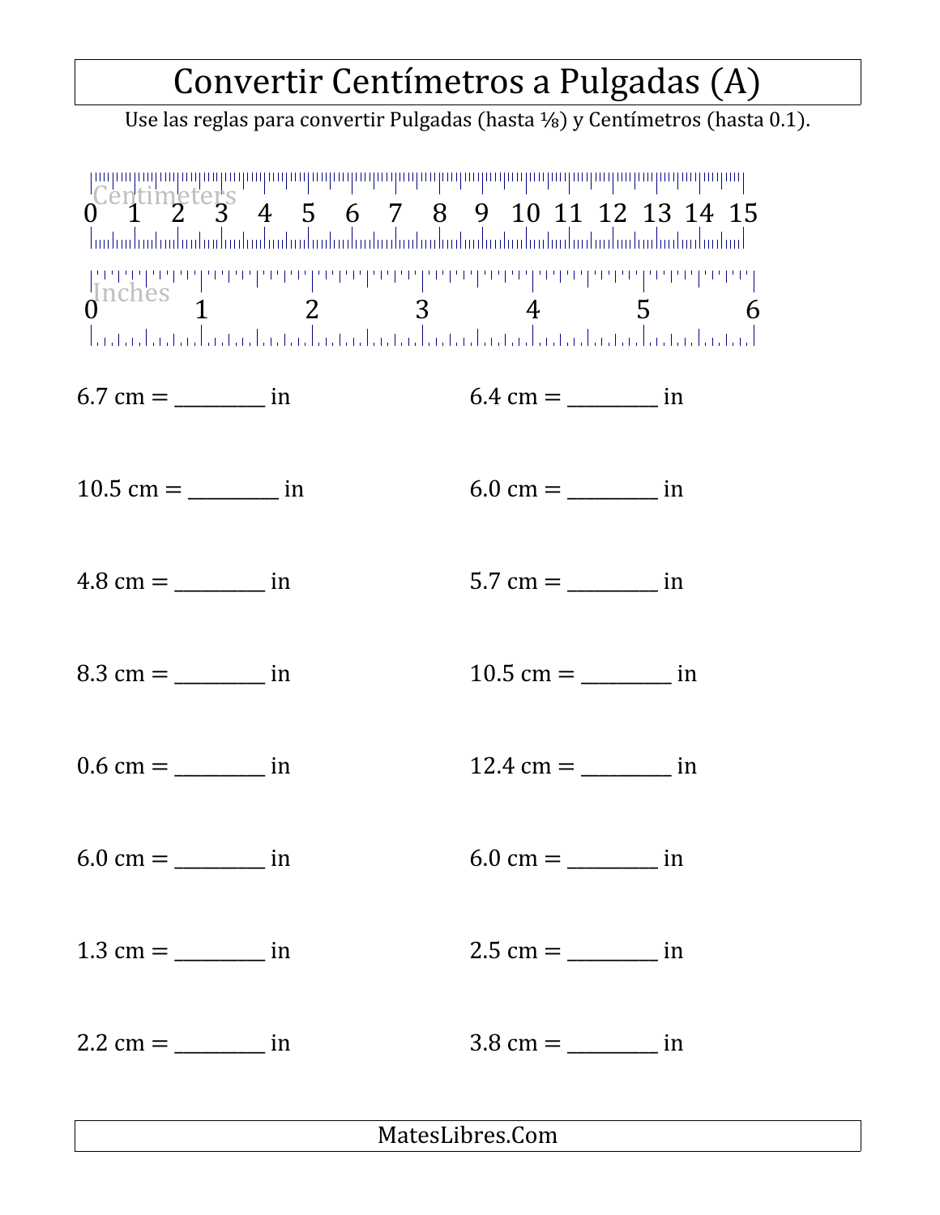# Convertir Centímetros a Pulgadas (A)

Use las reglas para convertir Pulgadas (hasta ⅛) y Centímetros (hasta 0.1).

Centimeters
0 1 2 3 4 5 6 7 8 9 10 11 12 13 14 15

Inches
0 1 2 3 4 5 6

6.7 cm = ________ in

6.4 cm = ________ in

10.5 cm = ________ in

6.0 cm = ________ in

4.8 cm = ________ in

5.7 cm = ________ in

8.3 cm = ________ in

10.5 cm = ________ in

0.6 cm = ________ in

12.4 cm = ________ in

6.0 cm = ________ in

6.0 cm = ________ in

1.3 cm = ________ in

2.5 cm = ________ in

2.2 cm = ________ in

3.8 cm = ________ in

MatesLibres.Com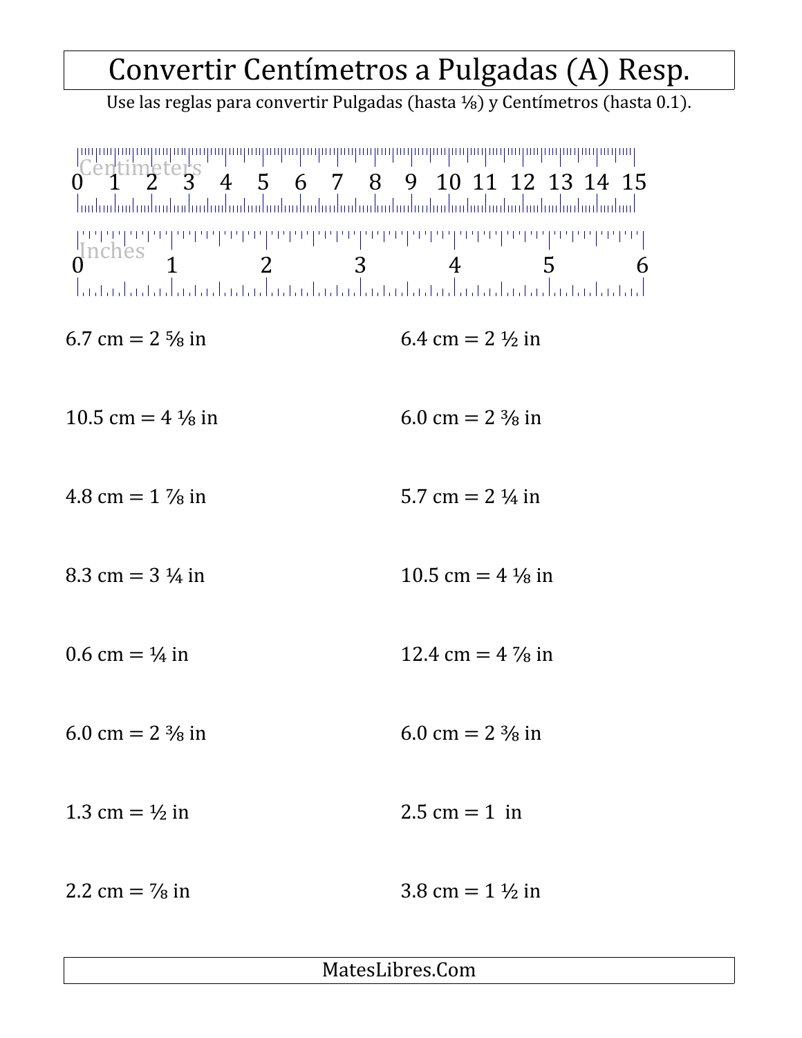# Convertir Centímetros a Pulgadas (A) Resp.

Use las reglas para convertir Pulgadas (hasta ⅛) y Centímetros (hasta 0.1).

Centimeters

0 1 2 3 4 5 6 7 8 9 10 11 12 13 14 15

Inches

0 1 2 3 4 5 6

6.7 cm = 2 ⅝ in

6.4 cm = 2 ½ in

10.5 cm = 4 ⅛ in

6.0 cm = 2 ⅜ in

4.8 cm = 1 ⅞ in

5.7 cm = 2 ¼ in

8.3 cm = 3 ¼ in

10.5 cm = 4 ⅛ in

0.6 cm = ¼ in

12.4 cm = 4 ⅞ in

6.0 cm = 2 ⅜ in

6.0 cm = 2 ⅜ in

1.3 cm = ½ in

2.5 cm = 1 in

2.2 cm = ⅞ in

3.8 cm = 1 ½ in

MatesLibres.Com